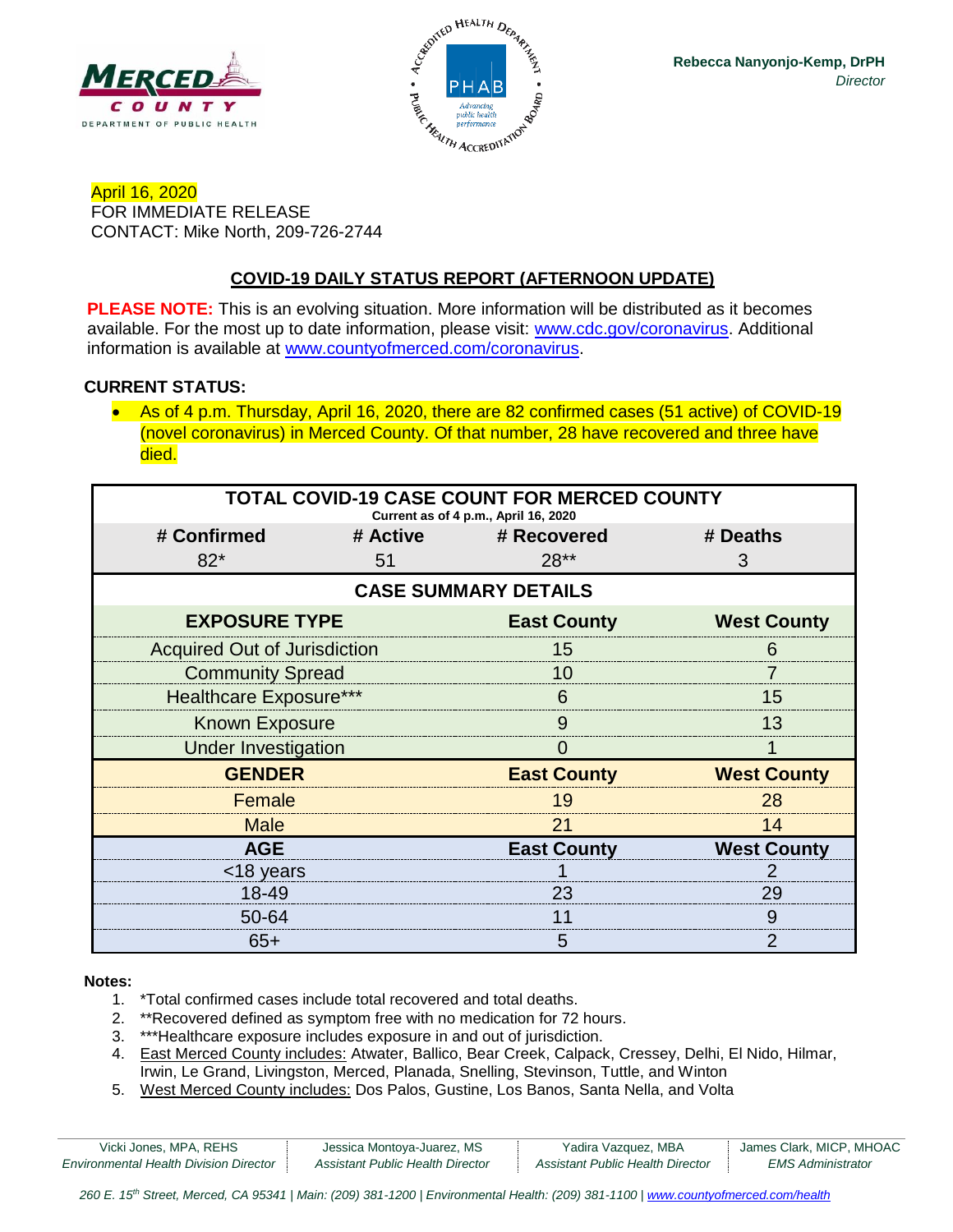Rebecca Nanyonjo-Kemp, DrPH
*Director*

April 16, 2020
FOR IMMEDIATE RELEASE
CONTACT: Mike North, 209-726-2744

## COVID-19 DAILY STATUS REPORT (AFTERNOON UPDATE)

**PLEASE NOTE:** This is an evolving situation. More information will be distributed as it becomes available. For the most up to date information, please visit: www.cdc.gov/coronavirus. Additional information is available at www.countyofmerced.com/coronavirus.

**CURRENT STATUS:**

- As of 4 p.m. Thursday, April 16, 2020, there are 82 confirmed cases (51 active) of COVID-19 (novel coronavirus) in Merced County. Of that number, 28 have recovered and three have died.

| TOTAL COVID-19 CASE COUNT FOR MERCED COUNTY (Current as of 4 p.m., April 16, 2020) | | | |
|---|---|---|---|
| **# Confirmed** | **# Active** | **# Recovered** | **# Deaths** |
| 82* | 51 | 28** | 3 |

| CASE SUMMARY DETAILS | | |
|---|---|---|
| **EXPOSURE TYPE** | **East County** | **West County** |
| Acquired Out of Jurisdiction | 15 | 6 |
| Community Spread | 10 | 7 |
| Healthcare Exposure*** | 6 | 15 |
| Known Exposure | 9 | 13 |
| Under Investigation | 0 | 1 |
| **GENDER** | **East County** | **West County** |
| Female | 19 | 28 |
| Male | 21 | 14 |
| **AGE** | **East County** | **West County** |
| <18 years | 1 | 2 |
| 18-49 | 23 | 29 |
| 50-64 | 11 | 9 |
| 65+ | 5 | 2 |

**Notes:**

1. *Total confirmed cases include total recovered and total deaths.
2. **Recovered defined as symptom free with no medication for 72 hours.
3. ***Healthcare exposure includes exposure in and out of jurisdiction.
4. East Merced County includes: Atwater, Ballico, Bear Creek, Calpack, Cressey, Delhi, El Nido, Hilmar, Irwin, Le Grand, Livingston, Merced, Planada, Snelling, Stevinson, Tuttle, and Winton
5. West Merced County includes: Dos Palos, Gustine, Los Banos, Santa Nella, and Volta

Vicki Jones, MPA, REHS, *Environmental Health Division Director* | Jessica Montoya-Juarez, MS, *Assistant Public Health Director* | Yadira Vazquez, MBA, *Assistant Public Health Director* | James Clark, MICP, MHOAC, *EMS Administrator*

*260 E. 15th Street, Merced, CA 95341 | Main: (209) 381-1200 | Environmental Health: (209) 381-1100 | www.countyofmerced.com/health*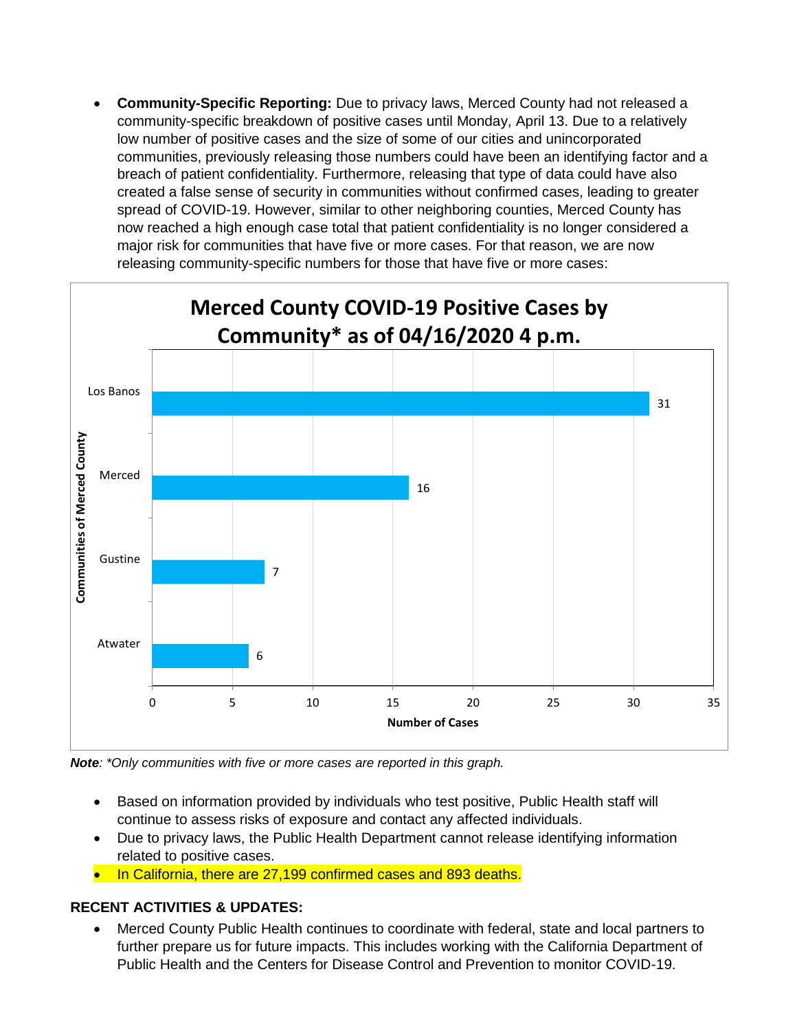- **Community-Specific Reporting:** Due to privacy laws, Merced County had not released a community-specific breakdown of positive cases until Monday, April 13. Due to a relatively low number of positive cases and the size of some of our cities and unincorporated communities, previously releasing those numbers could have been an identifying factor and a breach of patient confidentiality. Furthermore, releasing that type of data could have also created a false sense of security in communities without confirmed cases, leading to greater spread of COVID-19. However, similar to other neighboring counties, Merced County has now reached a high enough case total that patient confidentiality is no longer considered a major risk for communities that have five or more cases. For that reason, we are now releasing community-specific numbers for those that have five or more cases:

**Merced County COVID-19 Positive Cases by Community* as of 04/16/2020 4 p.m.**

| Communities of Merced County | Number of Cases |
| --- | --- |
| Los Banos | 31 |
| Merced | 16 |
| Gustine | 7 |
| Atwater | 6 |

***Note***: *\*Only communities with five or more cases are reported in this graph.*

- Based on information provided by individuals who test positive, Public Health staff will continue to assess risks of exposure and contact any affected individuals.
- Due to privacy laws, the Public Health Department cannot release identifying information related to positive cases.
- In California, there are 27,199 confirmed cases and 893 deaths.

**RECENT ACTIVITIES & UPDATES:**

- Merced County Public Health continues to coordinate with federal, state and local partners to further prepare us for future impacts. This includes working with the California Department of Public Health and the Centers for Disease Control and Prevention to monitor COVID-19.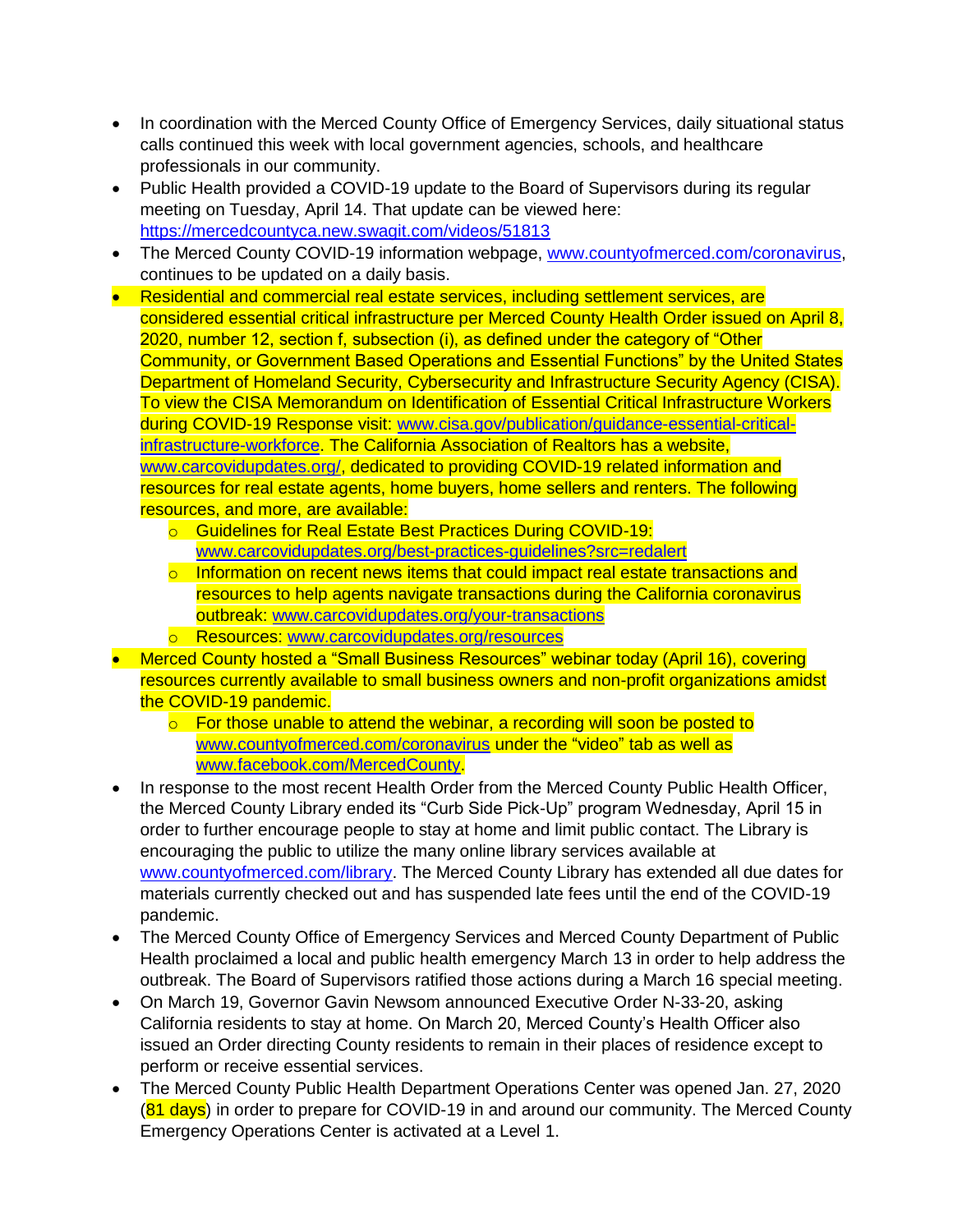- In coordination with the Merced County Office of Emergency Services, daily situational status calls continued this week with local government agencies, schools, and healthcare professionals in our community.
- Public Health provided a COVID-19 update to the Board of Supervisors during its regular meeting on Tuesday, April 14. That update can be viewed here: https://mercedcountyca.new.swagit.com/videos/51813
- The Merced County COVID-19 information webpage, www.countyofmerced.com/coronavirus, continues to be updated on a daily basis.
- Residential and commercial real estate services, including settlement services, are considered essential critical infrastructure per Merced County Health Order issued on April 8, 2020, number 12, section f, subsection (i), as defined under the category of "Other Community, or Government Based Operations and Essential Functions" by the United States Department of Homeland Security, Cybersecurity and Infrastructure Security Agency (CISA). To view the CISA Memorandum on Identification of Essential Critical Infrastructure Workers during COVID-19 Response visit: www.cisa.gov/publication/guidance-essential-critical-infrastructure-workforce. The California Association of Realtors has a website, www.carcovidupdates.org/, dedicated to providing COVID-19 related information and resources for real estate agents, home buyers, home sellers and renters. The following resources, and more, are available:
  - Guidelines for Real Estate Best Practices During COVID-19: www.carcovidupdates.org/best-practices-guidelines?src=redalert
  - Information on recent news items that could impact real estate transactions and resources to help agents navigate transactions during the California coronavirus outbreak: www.carcovidupdates.org/your-transactions
  - Resources: www.carcovidupdates.org/resources
- Merced County hosted a "Small Business Resources" webinar today (April 16), covering resources currently available to small business owners and non-profit organizations amidst the COVID-19 pandemic.
  - For those unable to attend the webinar, a recording will soon be posted to www.countyofmerced.com/coronavirus under the "video" tab as well as www.facebook.com/MercedCounty.
- In response to the most recent Health Order from the Merced County Public Health Officer, the Merced County Library ended its "Curb Side Pick-Up" program Wednesday, April 15 in order to further encourage people to stay at home and limit public contact. The Library is encouraging the public to utilize the many online library services available at www.countyofmerced.com/library. The Merced County Library has extended all due dates for materials currently checked out and has suspended late fees until the end of the COVID-19 pandemic.
- The Merced County Office of Emergency Services and Merced County Department of Public Health proclaimed a local and public health emergency March 13 in order to help address the outbreak. The Board of Supervisors ratified those actions during a March 16 special meeting.
- On March 19, Governor Gavin Newsom announced Executive Order N-33-20, asking California residents to stay at home. On March 20, Merced County's Health Officer also issued an Order directing County residents to remain in their places of residence except to perform or receive essential services.
- The Merced County Public Health Department Operations Center was opened Jan. 27, 2020 (81 days) in order to prepare for COVID-19 in and around our community. The Merced County Emergency Operations Center is activated at a Level 1.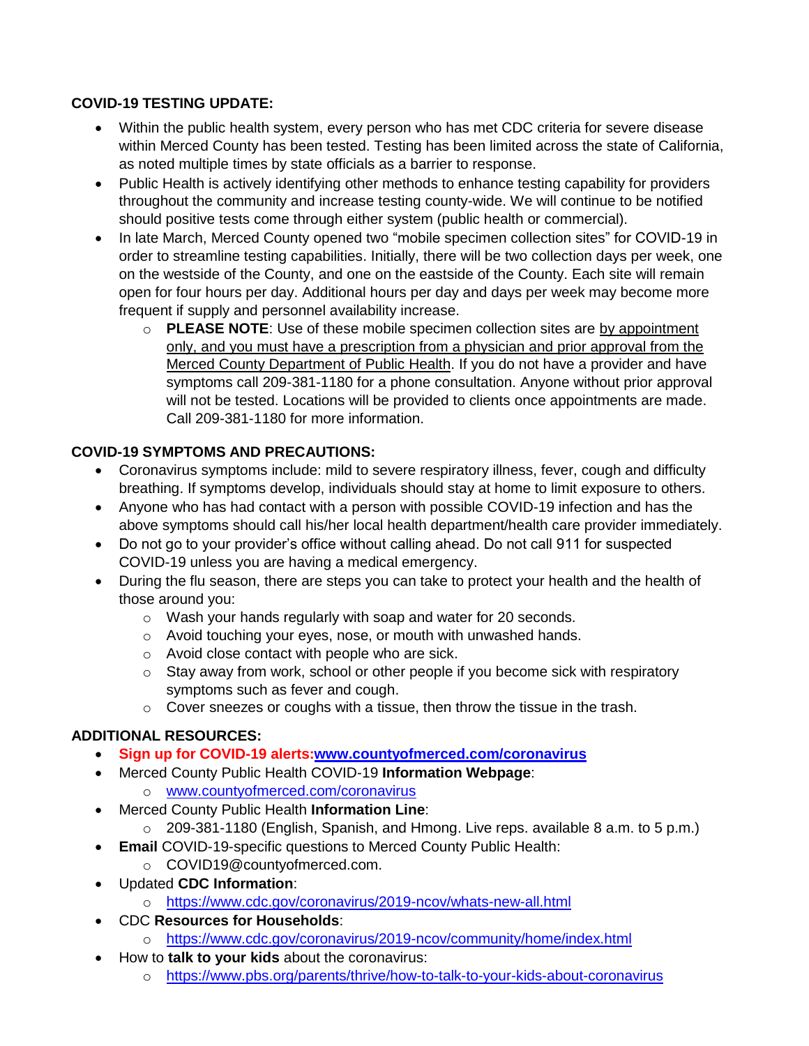**COVID-19 TESTING UPDATE:**

- Within the public health system, every person who has met CDC criteria for severe disease within Merced County has been tested. Testing has been limited across the state of California, as noted multiple times by state officials as a barrier to response.
- Public Health is actively identifying other methods to enhance testing capability for providers throughout the community and increase testing county-wide. We will continue to be notified should positive tests come through either system (public health or commercial).
- In late March, Merced County opened two "mobile specimen collection sites" for COVID-19 in order to streamline testing capabilities. Initially, there will be two collection days per week, one on the westside of the County, and one on the eastside of the County. Each site will remain open for four hours per day. Additional hours per day and days per week may become more frequent if supply and personnel availability increase.
  - **PLEASE NOTE**: Use of these mobile specimen collection sites are by appointment only, and you must have a prescription from a physician and prior approval from the Merced County Department of Public Health. If you do not have a provider and have symptoms call 209-381-1180 for a phone consultation. Anyone without prior approval will not be tested. Locations will be provided to clients once appointments are made. Call 209-381-1180 for more information.

**COVID-19 SYMPTOMS AND PRECAUTIONS:**

- Coronavirus symptoms include: mild to severe respiratory illness, fever, cough and difficulty breathing. If symptoms develop, individuals should stay at home to limit exposure to others.
- Anyone who has had contact with a person with possible COVID-19 infection and has the above symptoms should call his/her local health department/health care provider immediately.
- Do not go to your provider's office without calling ahead. Do not call 911 for suspected COVID-19 unless you are having a medical emergency.
- During the flu season, there are steps you can take to protect your health and the health of those around you:
  - Wash your hands regularly with soap and water for 20 seconds.
  - Avoid touching your eyes, nose, or mouth with unwashed hands.
  - Avoid close contact with people who are sick.
  - Stay away from work, school or other people if you become sick with respiratory symptoms such as fever and cough.
  - Cover sneezes or coughs with a tissue, then throw the tissue in the trash.

**ADDITIONAL RESOURCES:**

- **Sign up for COVID-19 alerts:[www.countyofmerced.com/coronavirus](http://www.countyofmerced.com/coronavirus)**
- Merced County Public Health COVID-19 **Information Webpage**:
  - [www.countyofmerced.com/coronavirus](http://www.countyofmerced.com/coronavirus)
- Merced County Public Health **Information Line**:
  - 209-381-1180 (English, Spanish, and Hmong. Live reps. available 8 a.m. to 5 p.m.)
- **Email** COVID-19-specific questions to Merced County Public Health:
  - COVID19@countyofmerced.com.
- Updated **CDC Information**:
  - https://www.cdc.gov/coronavirus/2019-ncov/whats-new-all.html
- CDC **Resources for Households**:
  - https://www.cdc.gov/coronavirus/2019-ncov/community/home/index.html
- How to **talk to your kids** about the coronavirus:
  - https://www.pbs.org/parents/thrive/how-to-talk-to-your-kids-about-coronavirus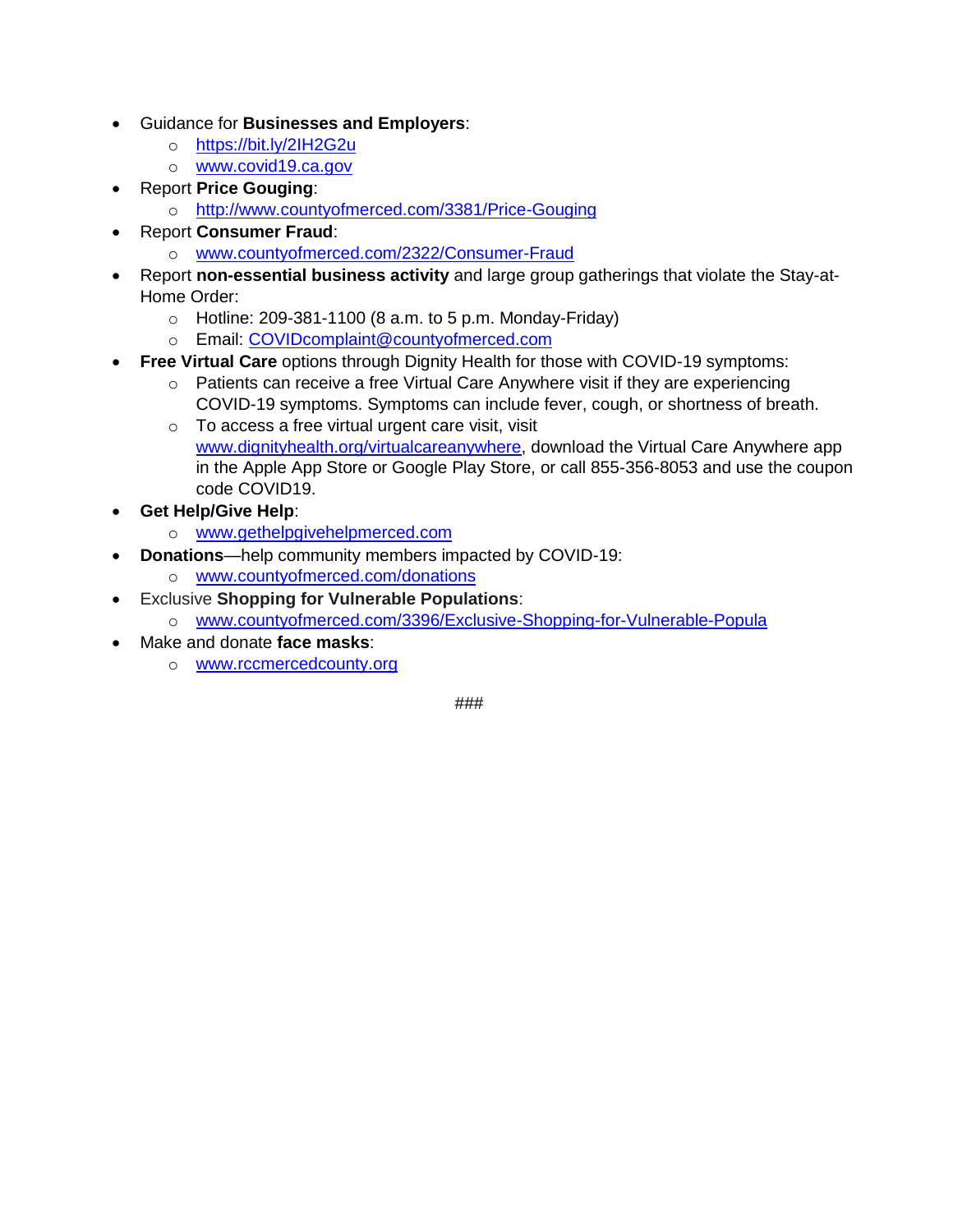- Guidance for **Businesses and Employers**:
  - https://bit.ly/2IH2G2u
  - www.covid19.ca.gov
- Report **Price Gouging**:
  - http://www.countyofmerced.com/3381/Price-Gouging
- Report **Consumer Fraud**:
  - www.countyofmerced.com/2322/Consumer-Fraud
- Report **non-essential business activity** and large group gatherings that violate the Stay-at-Home Order:
  - Hotline: 209-381-1100 (8 a.m. to 5 p.m. Monday-Friday)
  - Email: COVIDcomplaint@countyofmerced.com
- **Free Virtual Care** options through Dignity Health for those with COVID-19 symptoms:
  - Patients can receive a free Virtual Care Anywhere visit if they are experiencing COVID-19 symptoms. Symptoms can include fever, cough, or shortness of breath.
  - To access a free virtual urgent care visit, visit www.dignityhealth.org/virtualcareanywhere, download the Virtual Care Anywhere app in the Apple App Store or Google Play Store, or call 855-356-8053 and use the coupon code COVID19.
- **Get Help/Give Help**:
  - www.gethelpgivehelpmerced.com
- **Donations**—help community members impacted by COVID-19:
  - www.countyofmerced.com/donations
- Exclusive **Shopping for Vulnerable Populations**:
  - www.countyofmerced.com/3396/Exclusive-Shopping-for-Vulnerable-Popula
- Make and donate **face masks**:
  - www.rccmercedcounty.org

###